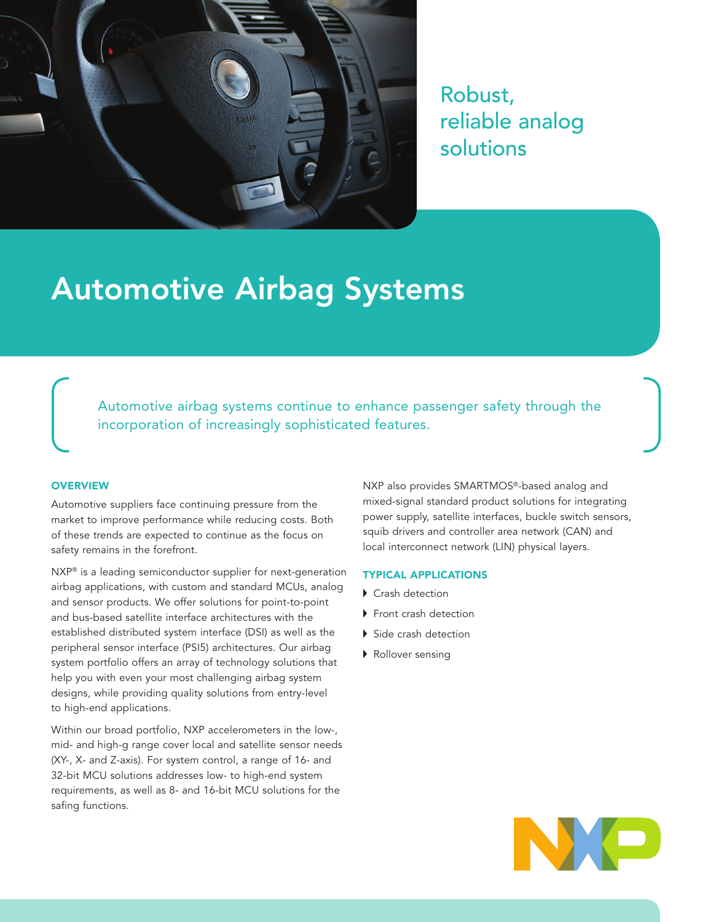Robust, reliable analog solutions

# Automotive Airbag Systems

Automotive airbag systems continue to enhance passenger safety through the incorporation of increasingly sophisticated features.

## OVERVIEW

Automotive suppliers face continuing pressure from the market to improve performance while reducing costs. Both of these trends are expected to continue as the focus on safety remains in the forefront.

NXP® is a leading semiconductor supplier for next-generation airbag applications, with custom and standard MCUs, analog and sensor products. We offer solutions for point-to-point and bus-based satellite interface architectures with the established distributed system interface (DSI) as well as the peripheral sensor interface (PSI5) architectures. Our airbag system portfolio offers an array of technology solutions that help you with even your most challenging airbag system designs, while providing quality solutions from entry-level to high-end applications.

Within our broad portfolio, NXP accelerometers in the low-, mid- and high-g range cover local and satellite sensor needs (XY-, X- and Z-axis). For system control, a range of 16- and 32-bit MCU solutions addresses low- to high-end system requirements, as well as 8- and 16-bit MCU solutions for the safing functions.

NXP also provides SMARTMOS®-based analog and mixed-signal standard product solutions for integrating power supply, satellite interfaces, buckle switch sensors, squib drivers and controller area network (CAN) and local interconnect network (LIN) physical layers.

## TYPICAL APPLICATIONS

- Crash detection
- Front crash detection
- Side crash detection
- Rollover sensing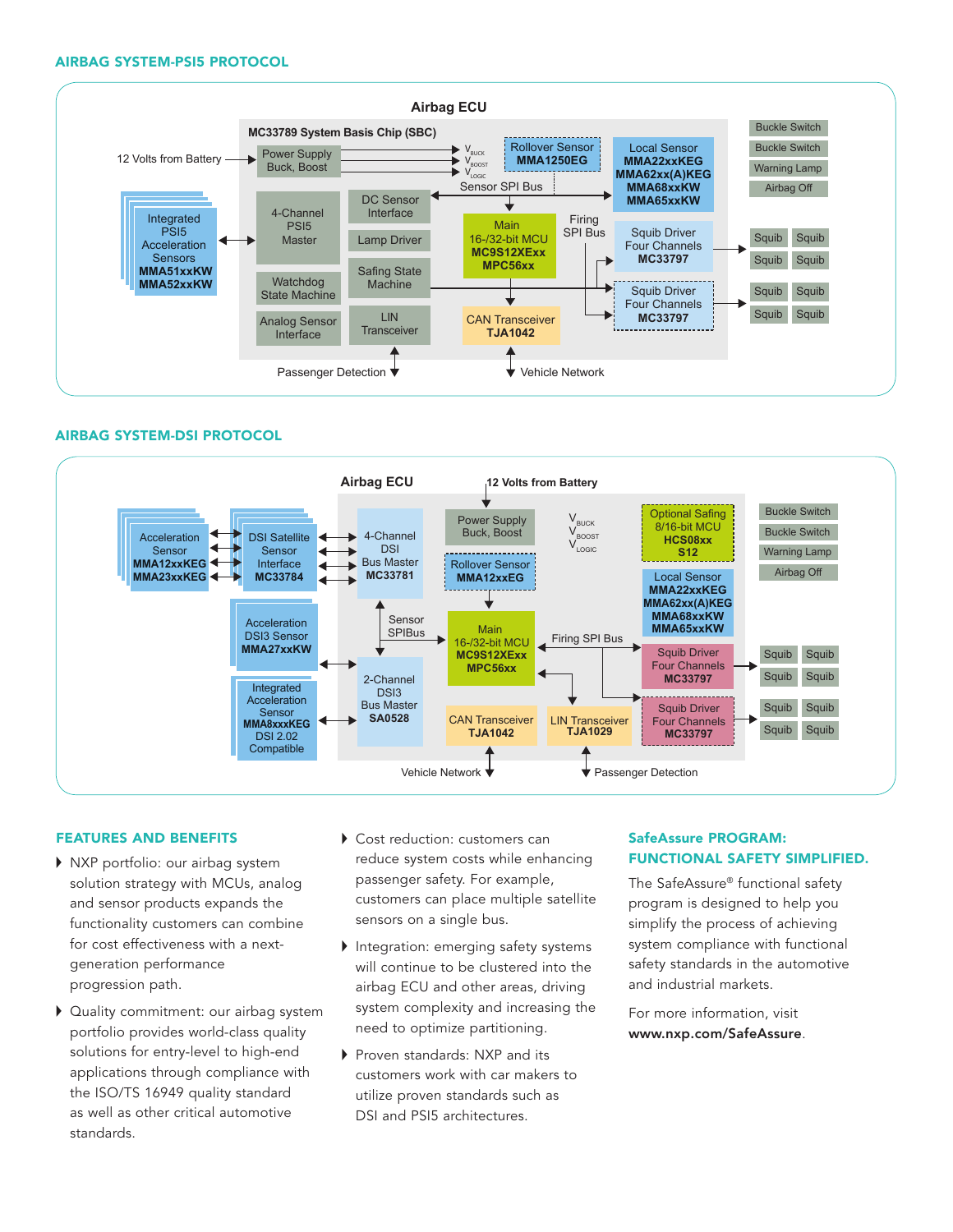## AIRBAG SYSTEM-PSI5 PROTOCOL

Airbag ECU

MC33789 System Basis Chip (SBC)

12 Volts from Battery → Power Supply Buck, Boost → $V_{BUCK}$, $V_{BOOST}$, $V_{LOGIC}$

Rollover Sensor MMA1250EG

Local Sensor MMA22xxKEG MMA62xx(A)KEG MMA68xxKW MMA65xxKW

Sensor SPI Bus

Integrated PSI5 Acceleration Sensors MMA51xxKW MMA52xxKW

4-Channel PSI5 Master

DC Sensor Interface

Lamp Driver

Main 16-/32-bit MCU MC9S12XExx MPC56xx

Firing SPI Bus

Squib Driver Four Channels MC33797

Watchdog State Machine

Safing State Machine

Squib Driver Four Channels MC33797

Analog Sensor Interface

LIN Transceiver

CAN Transceiver TJA1042

Passenger Detection

Vehicle Network

Buckle Switch

Buckle Switch

Warning Lamp

Airbag Off

Squib Squib

Squib Squib

Squib Squib

Squib Squib

## AIRBAG SYSTEM-DSI PROTOCOL

Airbag ECU

12 Volts from Battery

Acceleration Sensor MMA12xxKEG MMA23xxKEG

DSI Satellite Sensor Interface MC33784

4-Channel DSI Bus Master MC33781

Power Supply Buck, Boost

$V_{BUCK}$, $V_{BOOST}$, $V_{LOGIC}$

Optional Safing 8/16-bit MCU HCS08xx S12

Rollover Sensor MMA12xxEG

Local Sensor MMA22xxKEG MMA62xx(A)KEG MMA68xxKW MMA65xxKW

Sensor SPIBus

Main 16-/32-bit MCU MC9S12XExx MPC56xx

Firing SPI Bus

Acceleration DSI3 Sensor MMA27xxKW

2-Channel DSI3 Bus Master SA0528

Squib Driver Four Channels MC33797

Integrated Acceleration Sensor MMA8xxxKEG DSI 2.02 Compatible

CAN Transceiver TJA1042

LIN Transceiver TJA1029

Squib Driver Four Channels MC33797

Vehicle Network

Passenger Detection

Buckle Switch

Buckle Switch

Warning Lamp

Airbag Off

Squib Squib

Squib Squib

Squib Squib

Squib Squib

## FEATURES AND BENEFITS

- NXP portfolio: our airbag system solution strategy with MCUs, analog and sensor products expands the functionality customers can combine for cost effectiveness with a next-generation performance progression path.
- Quality commitment: our airbag system portfolio provides world-class quality solutions for entry-level to high-end applications through compliance with the ISO/TS 16949 quality standard as well as other critical automotive standards.
- Cost reduction: customers can reduce system costs while enhancing passenger safety. For example, customers can place multiple satellite sensors on a single bus.
- Integration: emerging safety systems will continue to be clustered into the airbag ECU and other areas, driving system complexity and increasing the need to optimize partitioning.
- Proven standards: NXP and its customers work with car makers to utilize proven standards such as DSI and PSI5 architectures.

## SafeAssure PROGRAM: FUNCTIONAL SAFETY SIMPLIFIED.

The SafeAssure® functional safety program is designed to help you simplify the process of achieving system compliance with functional safety standards in the automotive and industrial markets.

For more information, visit **www.nxp.com/SafeAssure**.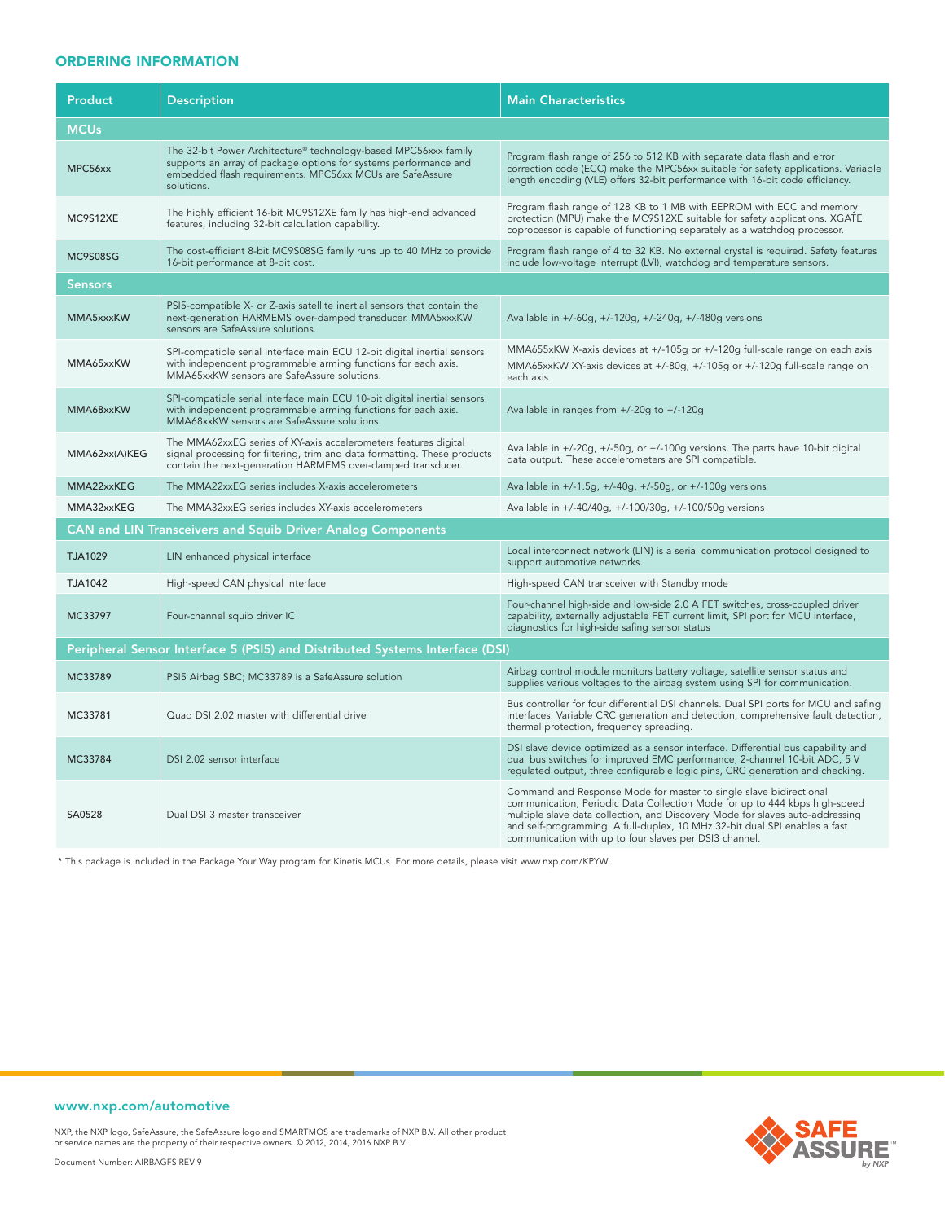## ORDERING INFORMATION

| Product | Description | Main Characteristics |
|---|---|---|
| **MCUs** | | |
| MPC56xx | The 32-bit Power Architecture® technology-based MPC56xxx family supports an array of package options for systems performance and embedded flash requirements. MPC56xx MCUs are SafeAssure solutions. | Program flash range of 256 to 512 KB with separate data flash and error correction code (ECC) make the MPC56xx suitable for safety applications. Variable length encoding (VLE) offers 32-bit performance with 16-bit code efficiency. |
| MC9S12XE | The highly efficient 16-bit MC9S12XE family has high-end advanced features, including 32-bit calculation capability. | Program flash range of 128 KB to 1 MB with EEPROM with ECC and memory protection (MPU) make the MC9S12XE suitable for safety applications. XGATE coprocessor is capable of functioning separately as a watchdog processor. |
| MC9S08SG | The cost-efficient 8-bit MC9S08SG family runs up to 40 MHz to provide 16-bit performance at 8-bit cost. | Program flash range of 4 to 32 KB. No external crystal is required. Safety features include low-voltage interrupt (LVI), watchdog and temperature sensors. |
| **Sensors** | | |
| MMA5xxxKW | PSI5-compatible X- or Z-axis satellite inertial sensors that contain the next-generation HARMEMS over-damped transducer. MMA5xxxKW sensors are SafeAssure solutions. | Available in +/-60g, +/-120g, +/-240g, +/-480g versions |
| MMA65xxKW | SPI-compatible serial interface main ECU 12-bit digital inertial sensors with independent programmable arming functions for each axis. MMA65xxKW sensors are SafeAssure solutions. | MMA655xKW X-axis devices at +/-105g or +/-120g full-scale range on each axis<br>MMA65xxKW XY-axis devices at +/-80g, +/-105g or +/-120g full-scale range on each axis |
| MMA68xxKW | SPI-compatible serial interface main ECU 10-bit digital inertial sensors with independent programmable arming functions for each axis. MMA68xxKW sensors are SafeAssure solutions. | Available in ranges from +/-20g to +/-120g |
| MMA62xx(A)KEG | The MMA62xxEG series of XY-axis accelerometers features digital signal processing for filtering, trim and data formatting. These products contain the next-generation HARMEMS over-damped transducer. | Available in +/-20g, +/-50g, or +/-100g versions. The parts have 10-bit digital data output. These accelerometers are SPI compatible. |
| MMA22xxKEG | The MMA22xxEG series includes X-axis accelerometers | Available in +/-1.5g, +/-40g, +/-50g, or +/-100g versions |
| MMA32xxKEG | The MMA32xxEG series includes XY-axis accelerometers | Available in +/-40/40g, +/-100/30g, +/-100/50g versions |
| **CAN and LIN Transceivers and Squib Driver Analog Components** | | |
| TJA1029 | LIN enhanced physical interface | Local interconnect network (LIN) is a serial communication protocol designed to support automotive networks. |
| TJA1042 | High-speed CAN physical interface | High-speed CAN transceiver with Standby mode |
| MC33797 | Four-channel squib driver IC | Four-channel high-side and low-side 2.0 A FET switches, cross-coupled driver capability, externally adjustable FET current limit, SPI port for MCU interface, diagnostics for high-side safing sensor status |
| **Peripheral Sensor Interface 5 (PSI5) and Distributed Systems Interface (DSI)** | | |
| MC33789 | PSI5 Airbag SBC; MC33789 is a SafeAssure solution | Airbag control module monitors battery voltage, satellite sensor status and supplies various voltages to the airbag system using SPI for communication. |
| MC33781 | Quad DSI 2.02 master with differential drive | Bus controller for four differential DSI channels. Dual SPI ports for MCU and safing interfaces. Variable CRC generation and detection, comprehensive fault detection, thermal protection, frequency spreading. |
| MC33784 | DSI 2.02 sensor interface | DSI slave device optimized as a sensor interface. Differential bus capability and dual bus switches for improved EMC performance, 2-channel 10-bit ADC, 5 V regulated output, three configurable logic pins, CRC generation and checking. |
| SA0528 | Dual DSI 3 master transceiver | Command and Response Mode for master to single slave bidirectional communication, Periodic Data Collection Mode for up to 444 kbps high-speed multiple slave data collection, and Discovery Mode for slaves auto-addressing and self-programming. A full-duplex, 10 MHz 32-bit dual SPI enables a fast communication with up to four slaves per DSI3 channel. |

* This package is included in the Package Your Way program for Kinetis MCUs. For more details, please visit www.nxp.com/KPYW.

**www.nxp.com/automotive**

NXP, the NXP logo, SafeAssure, the SafeAssure logo and SMARTMOS are trademarks of NXP B.V. All other product or service names are the property of their respective owners. © 2012, 2014, 2016 NXP B.V.

Document Number: AIRBAGFS REV 9